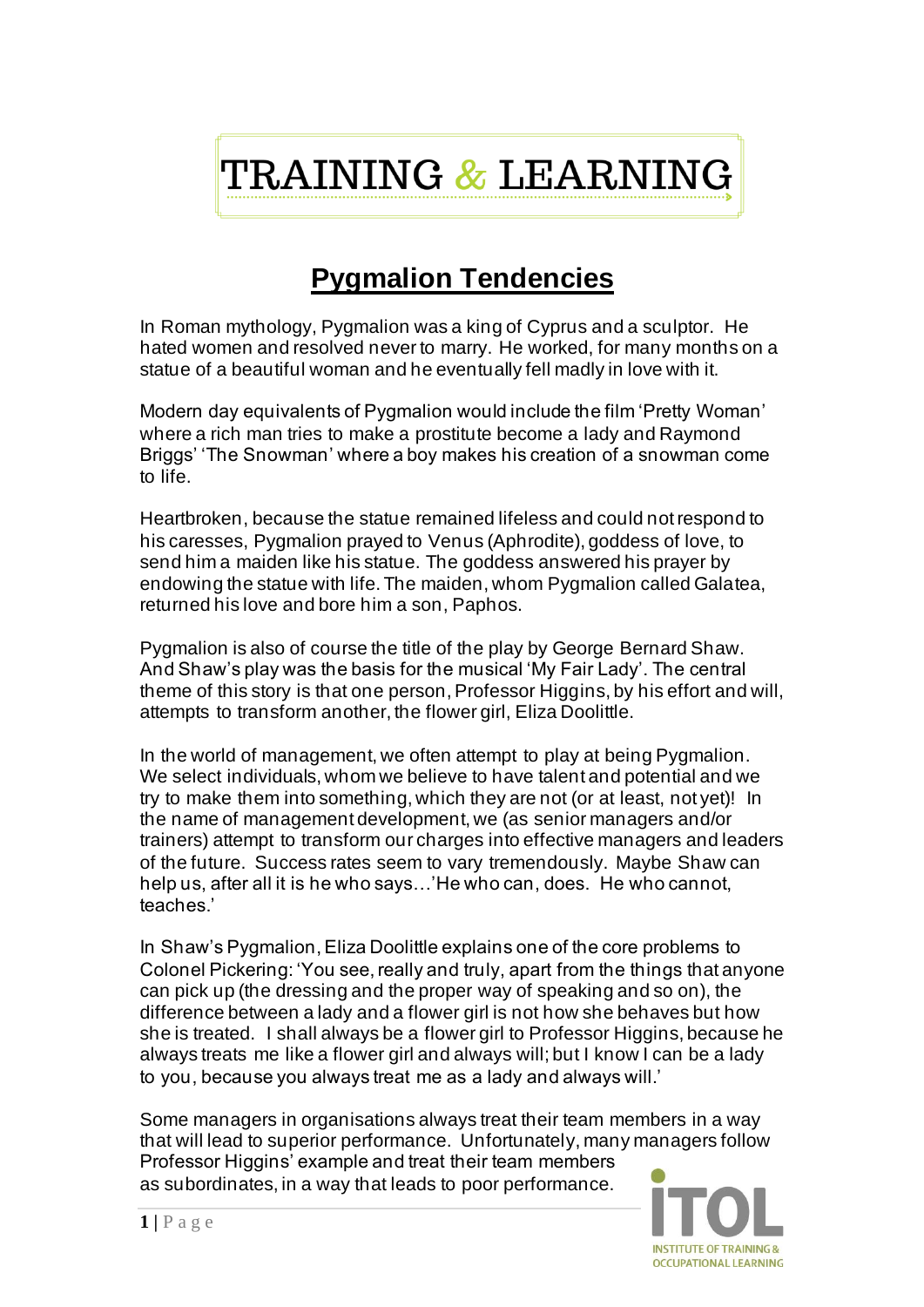# TRAINING & LEARNING

## Pygmalion Tendencies

In Roman mythology, Pygmalion was a king of Cyprus and a sculptor. He hated women and resolved never to marry. He worked, for many months on a statue of a beautiful woman and he eventually fell madly in love with it.

Modern day equivalents of Pygmalion would include the film 'Pretty Woman' where a rich man tries to make a prostitute become a lady and Raymond Briggs' 'The Snowman' where a boy makes his creation of a snowman come to life.

Heartbroken, because the statue remained lifeless and could not respond to his caresses, Pygmalion prayed to Venus (Aphrodite), goddess of love, to send him a maiden like his statue. The goddess answered his prayer by endowing the statue with life. The maiden, whom Pygmalion called Galatea, returned his love and bore him a son, Paphos.

Pygmalion is also of course the title of the play by George Bernard Shaw. And Shaw's play was the basis for the musical 'My Fair Lady'. The central theme of this story is that one person, Professor Higgins, by his effort and will, attempts to transform another, the flower girl, Eliza Doolittle.

In the world of management, we often attempt to play at being Pygmalion. We select individuals, whom we believe to have talent and potential and we try to make them into something, which they are not (or at least, not yet)! In the name of management development, we (as senior managers and/or trainers) attempt to transform our charges into effective managers and leaders of the future. Success rates seem to vary tremendously. Maybe Shaw can help us, after all it is he who says…'He who can, does. He who cannot, teaches.'

In Shaw's Pygmalion, Eliza Doolittle explains one of the core problems to Colonel Pickering: 'You see, really and truly, apart from the things that anyone can pick up (the dressing and the proper way of speaking and so on), the difference between a lady and a flower girl is not how she behaves but how she is treated. I shall always be a flower girl to Professor Higgins, because he always treats me like a flower girl and always will; but I know I can be a lady to you, because you always treat me as a lady and always will.'

Some managers in organisations always treat their team members in a way that will lead to superior performance. Unfortunately, many managers follow Professor Higgins' example and treat their team members as subordinates, in a way that leads to poor performance.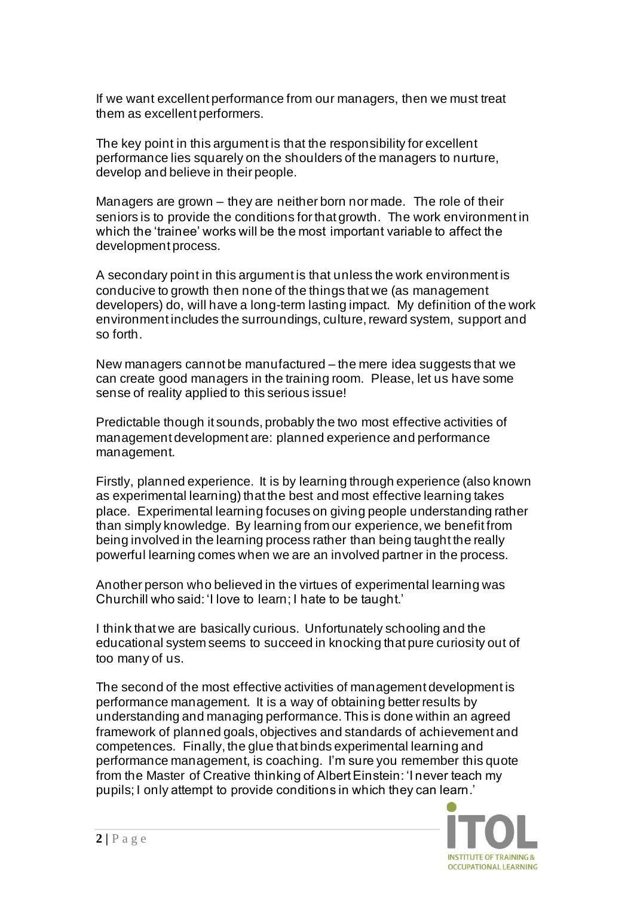If we want excellent performance from our managers, then we must treat them as excellent performers.

The key point in this argument is that the responsibility for excellent performance lies squarely on the shoulders of the managers to nurture, develop and believe in their people.

Managers are grown – they are neither born nor made. The role of their seniors is to provide the conditions for that growth. The work environment in which the 'trainee' works will be the most important variable to affect the development process.

A secondary point in this argument is that unless the work environment is conducive to growth then none of the things that we (as management developers) do, will have a long-term lasting impact. My definition of the work environment includes the surroundings, culture, reward system, support and so forth.

New managers cannot be manufactured – the mere idea suggests that we can create good managers in the training room. Please, let us have some sense of reality applied to this serious issue!

Predictable though it sounds, probably the two most effective activities of management development are: planned experience and performance management.

Firstly, planned experience. It is by learning through experience (also known as experimental learning) that the best and most effective learning takes place. Experimental learning focuses on giving people understanding rather than simply knowledge. By learning from our experience, we benefit from being involved in the learning process rather than being taught the really powerful learning comes when we are an involved partner in the process.

Another person who believed in the virtues of experimental learning was Churchill who said: 'I love to learn; I hate to be taught.'

I think that we are basically curious. Unfortunately schooling and the educational system seems to succeed in knocking that pure curiosity out of too many of us.

The second of the most effective activities of management development is performance management. It is a way of obtaining better results by understanding and managing performance. This is done within an agreed framework of planned goals, objectives and standards of achievement and competences. Finally, the glue that binds experimental learning and performance management, is coaching. I'm sure you remember this quote from the Master of Creative thinking of Albert Einstein: 'I never teach my pupils; I only attempt to provide conditions in which they can learn.'